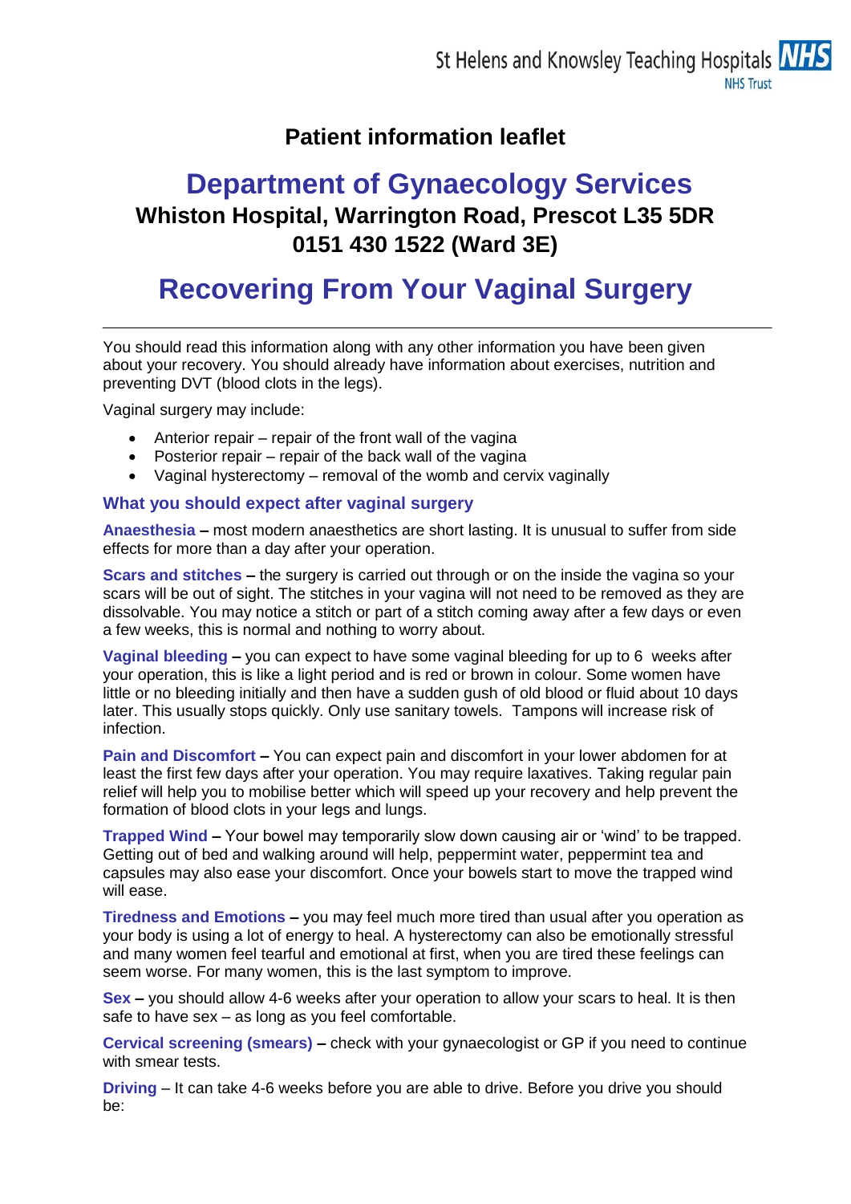St Helens and Knowsley Teaching Hospitals NHS Trust

**Patient information leaflet**

# Department of Gynaecology Services

**Whiston Hospital, Warrington Road, Prescot L35 5DR**
**0151 430 1522 (Ward 3E)**

# Recovering From Your Vaginal Surgery

---

You should read this information along with any other information you have been given about your recovery. You should already have information about exercises, nutrition and preventing DVT (blood clots in the legs).

Vaginal surgery may include:

- Anterior repair – repair of the front wall of the vagina
- Posterior repair – repair of the back wall of the vagina
- Vaginal hysterectomy – removal of the womb and cervix vaginally

## What you should expect after vaginal surgery

**Anaesthesia –** most modern anaesthetics are short lasting. It is unusual to suffer from side effects for more than a day after your operation.

**Scars and stitches –** the surgery is carried out through or on the inside the vagina so your scars will be out of sight. The stitches in your vagina will not need to be removed as they are dissolvable. You may notice a stitch or part of a stitch coming away after a few days or even a few weeks, this is normal and nothing to worry about.

**Vaginal bleeding –** you can expect to have some vaginal bleeding for up to 6 weeks after your operation, this is like a light period and is red or brown in colour. Some women have little or no bleeding initially and then have a sudden gush of old blood or fluid about 10 days later. This usually stops quickly. Only use sanitary towels. Tampons will increase risk of infection.

**Pain and Discomfort –** You can expect pain and discomfort in your lower abdomen for at least the first few days after your operation. You may require laxatives. Taking regular pain relief will help you to mobilise better which will speed up your recovery and help prevent the formation of blood clots in your legs and lungs.

**Trapped Wind –** Your bowel may temporarily slow down causing air or 'wind' to be trapped. Getting out of bed and walking around will help, peppermint water, peppermint tea and capsules may also ease your discomfort. Once your bowels start to move the trapped wind will ease.

**Tiredness and Emotions –** you may feel much more tired than usual after you operation as your body is using a lot of energy to heal. A hysterectomy can also be emotionally stressful and many women feel tearful and emotional at first, when you are tired these feelings can seem worse. For many women, this is the last symptom to improve.

**Sex –** you should allow 4-6 weeks after your operation to allow your scars to heal. It is then safe to have sex – as long as you feel comfortable.

**Cervical screening (smears) –** check with your gynaecologist or GP if you need to continue with smear tests.

**Driving** – It can take 4-6 weeks before you are able to drive. Before you drive you should be: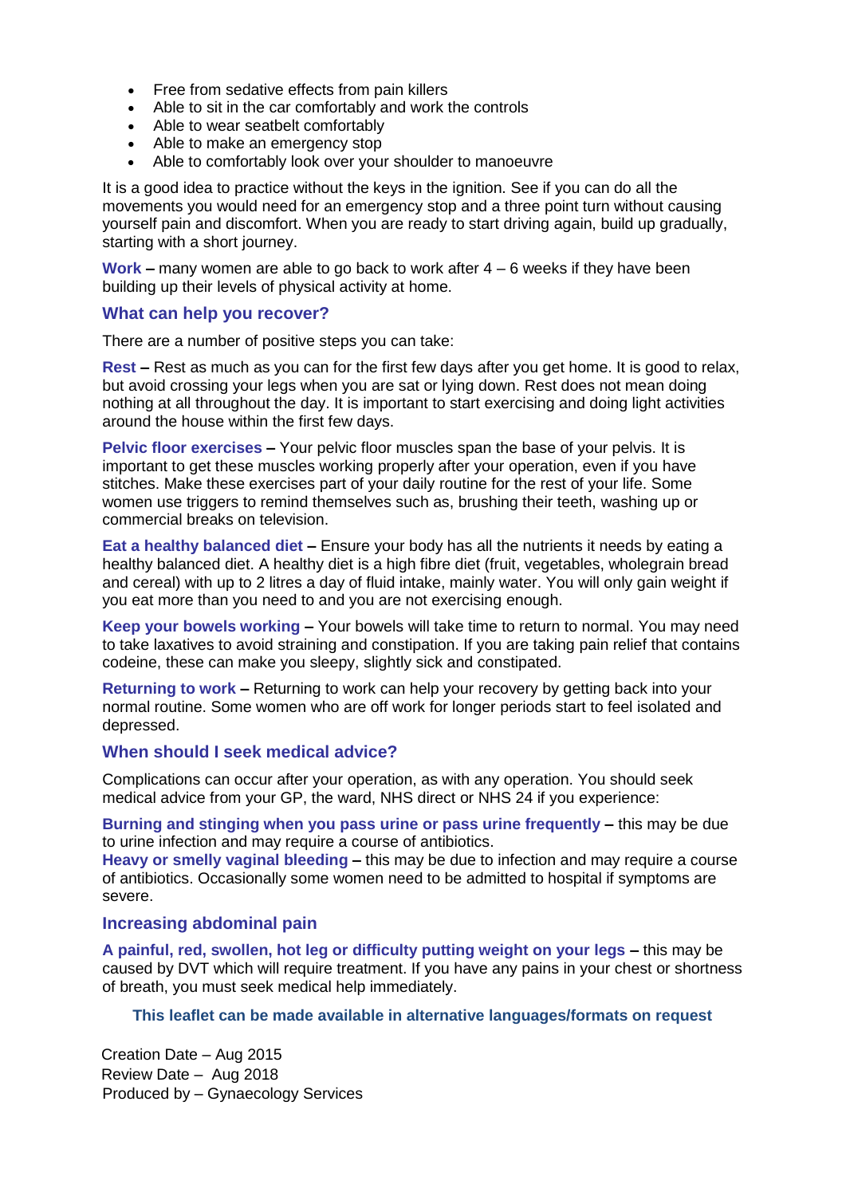- Free from sedative effects from pain killers
- Able to sit in the car comfortably and work the controls
- Able to wear seatbelt comfortably
- Able to make an emergency stop
- Able to comfortably look over your shoulder to manoeuvre

It is a good idea to practice without the keys in the ignition. See if you can do all the movements you would need for an emergency stop and a three point turn without causing yourself pain and discomfort. When you are ready to start driving again, build up gradually, starting with a short journey.

**Work –** many women are able to go back to work after 4 – 6 weeks if they have been building up their levels of physical activity at home.

## What can help you recover?

There are a number of positive steps you can take:

**Rest –** Rest as much as you can for the first few days after you get home. It is good to relax, but avoid crossing your legs when you are sat or lying down. Rest does not mean doing nothing at all throughout the day. It is important to start exercising and doing light activities around the house within the first few days.

**Pelvic floor exercises –** Your pelvic floor muscles span the base of your pelvis. It is important to get these muscles working properly after your operation, even if you have stitches. Make these exercises part of your daily routine for the rest of your life. Some women use triggers to remind themselves such as, brushing their teeth, washing up or commercial breaks on television.

**Eat a healthy balanced diet –** Ensure your body has all the nutrients it needs by eating a healthy balanced diet. A healthy diet is a high fibre diet (fruit, vegetables, wholegrain bread and cereal) with up to 2 litres a day of fluid intake, mainly water. You will only gain weight if you eat more than you need to and you are not exercising enough.

**Keep your bowels working –** Your bowels will take time to return to normal. You may need to take laxatives to avoid straining and constipation. If you are taking pain relief that contains codeine, these can make you sleepy, slightly sick and constipated.

**Returning to work –** Returning to work can help your recovery by getting back into your normal routine. Some women who are off work for longer periods start to feel isolated and depressed.

## When should I seek medical advice?

Complications can occur after your operation, as with any operation. You should seek medical advice from your GP, the ward, NHS direct or NHS 24 if you experience:

**Burning and stinging when you pass urine or pass urine frequently –** this may be due to urine infection and may require a course of antibiotics.
**Heavy or smelly vaginal bleeding –** this may be due to infection and may require a course of antibiotics. Occasionally some women need to be admitted to hospital if symptoms are severe.

## Increasing abdominal pain

**A painful, red, swollen, hot leg or difficulty putting weight on your legs –** this may be caused by DVT which will require treatment. If you have any pains in your chest or shortness of breath, you must seek medical help immediately.

**This leaflet can be made available in alternative languages/formats on request**

Creation Date – Aug 2015
Review Date – Aug 2018
Produced by – Gynaecology Services